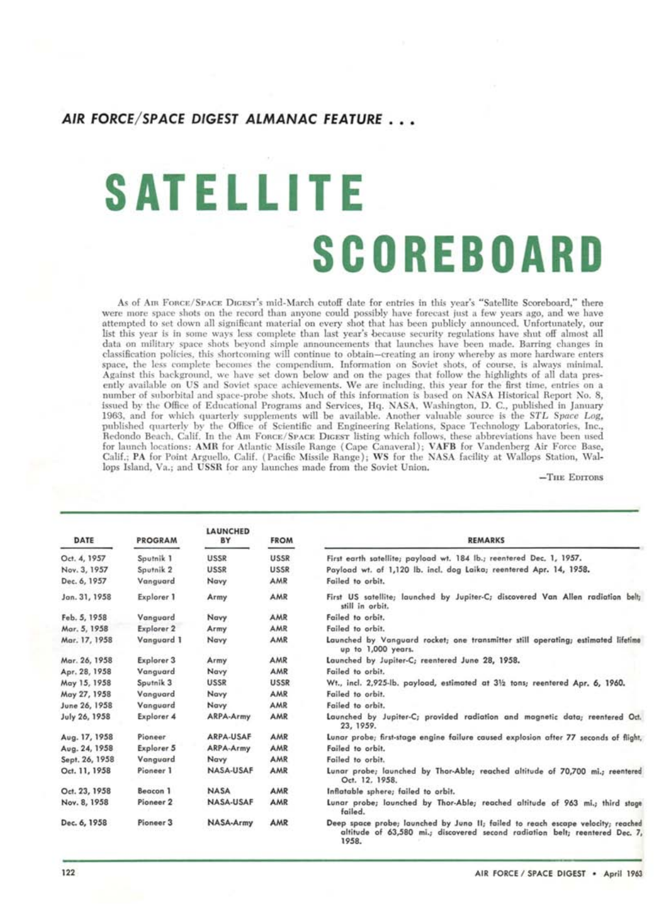*AIR FORCE/SPACE DIGEST ALMANAC FEATURE . . .*

# SATELLITE SCOREBOARD

As of AIR FORCE/SPACE DIGEST's mid-March cutoff date for entries in this year's "Satellite Scoreboard," there were more space shots on the record than anyone could possibly have forecast just a few years ago, and we have attempted to set down all significant material on every shot that has been publicly announced. Unfortunately, our list this year is in some ways less complete than last year's because security regulations have shut off almost all data on military space shots beyond simple announcements that launches have been made. Barring changes in classification policies, this shortcoming will continue to obtain—creating an irony whereby as more hardware enters space, the less complete becomes the compendium. Information on Soviet shots, of course, is always minimal. Against this background, we have set down below and on the pages that follow the highlights of all data presently available on US and Soviet space achievements. We are including, this year for the first time, entries on a number of suborbital and space-probe shots. Much of this information is based on NASA Historical Report No. 8, issued by the Office of Educational Programs and Services, Hq. NASA, Washington, D. C., published in January 1963, and for which quarterly supplements will be available. Another valuable source is the *STL Space Log*, published quarterly by the Office of Scientific and Engineering Relations, Space Technology Laboratories, Inc., Redondo Beach, Calif. In the AIR FORCE/SPACE DIGEST listing which follows, these abbreviations have been used for launch locations: **AMR** for Atlantic Missile Range (Cape Canaveral); **VAFB** for Vandenberg Air Force Base, Calif.; **PA** for Point Arguello, Calif. (Pacific Missile Range); **WS** for the NASA facility at Wallops Station, Wallops Island, Va.; and **USSR** for any launches made from the Soviet Union.

—THE EDITORS

| DATE | PROGRAM | LAUNCHED BY | FROM | REMARKS |
|---|---|---|---|---|
| Oct. 4, 1957 | Sputnik 1 | USSR | USSR | First earth satellite; payload wt. 184 lb.; reentered Dec. 1, 1957. |
| Nov. 3, 1957 | Sputnik 2 | USSR | USSR | Payload wt. of 1,120 lb. incl. dog Laika; reentered Apr. 14, 1958. |
| Dec. 6, 1957 | Vanguard | Navy | AMR | Failed to orbit. |
| Jan. 31, 1958 | Explorer 1 | Army | AMR | First US satellite; launched by Jupiter-C; discovered Van Allen radiation belt; still in orbit. |
| Feb. 5, 1958 | Vanguard | Navy | AMR | Failed to orbit. |
| Mar. 5, 1958 | Explorer 2 | Army | AMR | Failed to orbit. |
| Mar. 17, 1958 | Vanguard 1 | Navy | AMR | Launched by Vanguard rocket; one transmitter still operating; estimated lifetime up to 1,000 years. |
| Mar. 26, 1958 | Explorer 3 | Army | AMR | Launched by Jupiter-C; reentered June 28, 1958. |
| Apr. 28, 1958 | Vanguard | Navy | AMR | Failed to orbit. |
| May 15, 1958 | Sputnik 3 | USSR | USSR | Wt., incl. 2,925-lb. payload, estimated at 3½ tons; reentered Apr. 6, 1960. |
| May 27, 1958 | Vanguard | Navy | AMR | Failed to orbit. |
| June 26, 1958 | Vanguard | Navy | AMR | Failed to orbit. |
| July 26, 1958 | Explorer 4 | ARPA-Army | AMR | Launched by Jupiter-C; provided radiation and magnetic data; reentered Oct. 23, 1959. |
| Aug. 17, 1958 | Pioneer | ARPA-USAF | AMR | Lunar probe; first-stage engine failure caused explosion after 77 seconds of flight. |
| Aug. 24, 1958 | Explorer 5 | ARPA-Army | AMR | Failed to orbit. |
| Sept. 26, 1958 | Vanguard | Navy | AMR | Failed to orbit. |
| Oct. 11, 1958 | Pioneer 1 | NASA-USAF | AMR | Lunar probe; launched by Thor-Able; reached altitude of 70,700 mi.; reentered Oct. 12, 1958. |
| Oct. 23, 1958 | Beacon 1 | NASA | AMR | Inflatable sphere; failed to orbit. |
| Nov. 8, 1958 | Pioneer 2 | NASA-USAF | AMR | Lunar probe; launched by Thor-Able; reached altitude of 963 mi.; third stage failed. |
| Dec. 6, 1958 | Pioneer 3 | NASA-Army | AMR | Deep space probe; launched by Juno II; failed to reach escape velocity; reached altitude of 63,580 mi.; discovered second radiation belt; reentered Dec. 7, 1958. |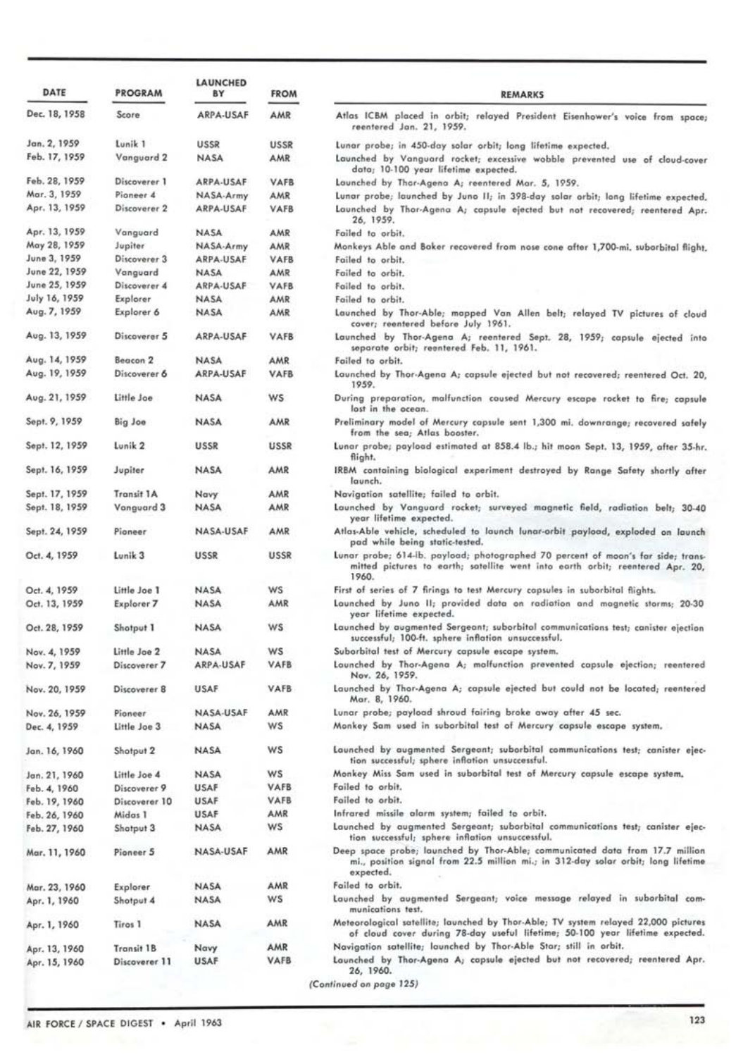| DATE | PROGRAM | LAUNCHED BY | FROM | REMARKS |
|---|---|---|---|---|
| Dec. 18, 1958 | Score | ARPA-USAF | AMR | Atlas ICBM placed in orbit; relayed President Eisenhower's voice from space; reentered Jan. 21, 1959. |
| Jan. 2, 1959 | Lunik 1 | USSR | USSR | Lunar probe; in 450-day solar orbit; long lifetime expected. |
| Feb. 17, 1959 | Vanguard 2 | NASA | AMR | Launched by Vanguard rocket; excessive wobble prevented use of cloud-cover data; 10-100 year lifetime expected. |
| Feb. 28, 1959 | Discoverer 1 | ARPA-USAF | VAFB | Launched by Thor-Agena A; reentered Mar. 5, 1959. |
| Mar. 3, 1959 | Pioneer 4 | NASA-Army | AMR | Lunar probe; launched by Juno II; in 398-day solar orbit; long lifetime expected. |
| Apr. 13, 1959 | Discoverer 2 | ARPA-USAF | VAFB | Launched by Thor-Agena A; capsule ejected but not recovered; reentered Apr. 26, 1959. |
| Apr. 13, 1959 | Vanguard | NASA | AMR | Failed to orbit. |
| May 28, 1959 | Jupiter | NASA-Army | AMR | Monkeys Able and Baker recovered from nose cone after 1,700-mi. suborbital flight. |
| June 3, 1959 | Discoverer 3 | ARPA-USAF | VAFB | Failed to orbit. |
| June 22, 1959 | Vanguard | NASA | AMR | Failed to orbit. |
| June 25, 1959 | Discoverer 4 | ARPA-USAF | VAFB | Failed to orbit. |
| July 16, 1959 | Explorer | NASA | AMR | Failed to orbit. |
| Aug. 7, 1959 | Explorer 6 | NASA | AMR | Launched by Thor-Able; mapped Van Allen belt; relayed TV pictures of cloud cover; reentered before July 1961. |
| Aug. 13, 1959 | Discoverer 5 | ARPA-USAF | VAFB | Launched by Thor-Agena A; reentered Sept. 28, 1959; capsule ejected into separate orbit; reentered Feb. 11, 1961. |
| Aug. 14, 1959 | Beacon 2 | NASA | AMR | Failed to orbit. |
| Aug. 19, 1959 | Discoverer 6 | ARPA-USAF | VAFB | Launched by Thor-Agena A; capsule ejected but not recovered; reentered Oct. 20, 1959. |
| Aug. 21, 1959 | Little Joe | NASA | WS | During preparation, malfunction caused Mercury escape rocket to fire; capsule lost in the ocean. |
| Sept. 9, 1959 | Big Joe | NASA | AMR | Preliminary model of Mercury capsule sent 1,300 mi. downrange; recovered safely from the sea; Atlas booster. |
| Sept. 12, 1959 | Lunik 2 | USSR | USSR | Lunar probe; payload estimated at 858.4 lb.; hit moon Sept. 13, 1959, after 35-hr. flight. |
| Sept. 16, 1959 | Jupiter | NASA | AMR | IRBM containing biological experiment destroyed by Range Safety shortly after launch. |
| Sept. 17, 1959 | Transit 1A | Navy | AMR | Navigation satellite; failed to orbit. |
| Sept. 18, 1959 | Vanguard 3 | NASA | AMR | Launched by Vanguard rocket; surveyed magnetic field, radiation belt; 30-40 year lifetime expected. |
| Sept. 24, 1959 | Pioneer | NASA-USAF | AMR | Atlas-Able vehicle, scheduled to launch lunar-orbit payload, exploded on launch pad while being static-tested. |
| Oct. 4, 1959 | Lunik 3 | USSR | USSR | Lunar probe; 614-lb. payload; photographed 70 percent of moon's far side; transmitted pictures to earth; satellite went into earth orbit; reentered Apr. 20, 1960. |
| Oct. 4, 1959 | Little Joe 1 | NASA | WS | First of series of 7 firings to test Mercury capsules in suborbital flights. |
| Oct. 13, 1959 | Explorer 7 | NASA | AMR | Launched by Juno II; provided data on radiation and magnetic storms; 20-30 year lifetime expected. |
| Oct. 28, 1959 | Shotput 1 | NASA | WS | Launched by augmented Sergeant; suborbital communications test; canister ejection successful; 100-ft. sphere inflation unsuccessful. |
| Nov. 4, 1959 | Little Joe 2 | NASA | WS | Suborbital test of Mercury capsule escape system. |
| Nov. 7, 1959 | Discoverer 7 | ARPA-USAF | VAFB | Launched by Thor-Agena A; malfunction prevented capsule ejection; reentered Nov. 26, 1959. |
| Nov. 20, 1959 | Discoverer 8 | USAF | VAFB | Launched by Thor-Agena A; capsule ejected but could not be located; reentered Mar. 8, 1960. |
| Nov. 26, 1959 | Pioneer | NASA-USAF | AMR | Lunar probe; payload shroud fairing broke away after 45 sec. |
| Dec. 4, 1959 | Little Joe 3 | NASA | WS | Monkey Sam used in suborbital test of Mercury capsule escape system. |
| Jan. 16, 1960 | Shotput 2 | NASA | WS | Launched by augmented Sergeant; suborbital communications test; canister ejection successful; sphere inflation unsuccessful. |
| Jan. 21, 1960 | Little Joe 4 | NASA | WS | Monkey Miss Sam used in suborbital test of Mercury capsule escape system. |
| Feb. 4, 1960 | Discoverer 9 | USAF | VAFB | Failed to orbit. |
| Feb. 19, 1960 | Discoverer 10 | USAF | VAFB | Failed to orbit. |
| Feb. 26, 1960 | Midas 1 | USAF | AMR | Infrared missile alarm system; failed to orbit. |
| Feb. 27, 1960 | Shotput 3 | NASA | WS | Launched by augmented Sergeant; suborbital communications test; canister ejection successful; sphere inflation unsuccessful. |
| Mar. 11, 1960 | Pioneer 5 | NASA-USAF | AMR | Deep space probe; launched by Thor-Able; communicated data from 17.7 million mi., position signal from 22.5 million mi.; in 312-day solar orbit; long lifetime expected. |
| Mar. 23, 1960 | Explorer | NASA | AMR | Failed to orbit. |
| Apr. 1, 1960 | Shotput 4 | NASA | WS | Launched by augmented Sergeant; voice message relayed in suborbital communications test. |
| Apr. 1, 1960 | Tiros 1 | NASA | AMR | Meteorological satellite; launched by Thor-Able; TV system relayed 22,000 pictures of cloud cover during 78-day useful lifetime; 50-100 year lifetime expected. |
| Apr. 13, 1960 | Transit 1B | Navy | AMR | Navigation satellite; launched by Thor-Able Star; still in orbit. |
| Apr. 15, 1960 | Discoverer 11 | USAF | VAFB | Launched by Thor-Agena A; capsule ejected but not recovered; reentered Apr. 26, 1960. |

*(Continued on page 125)*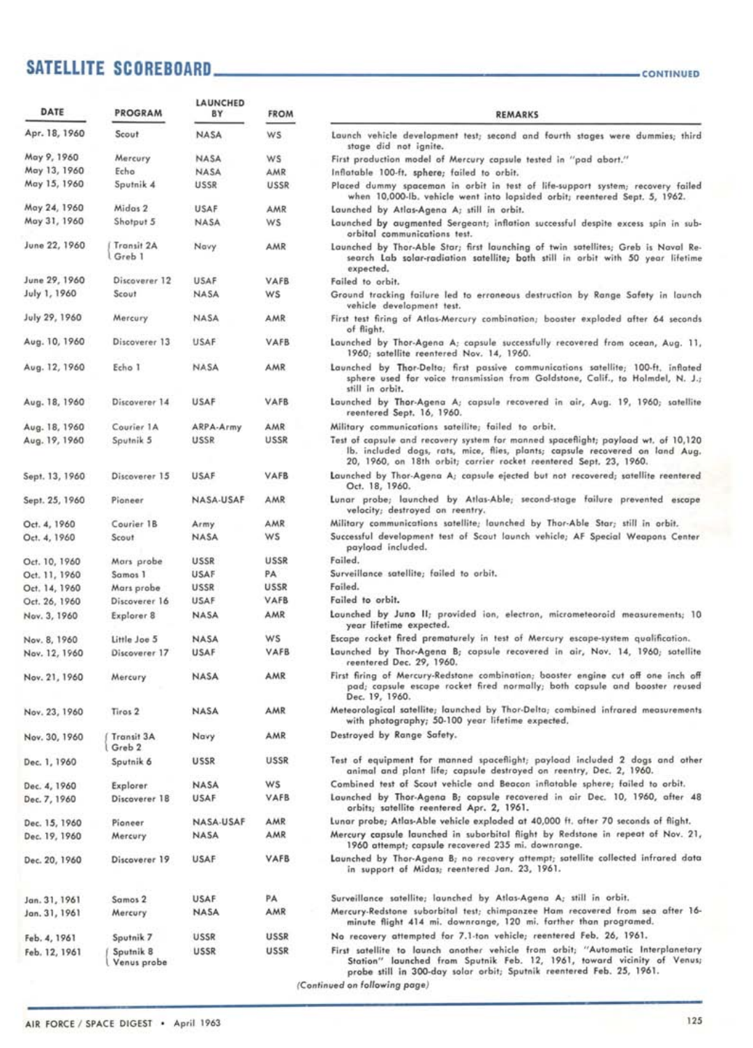## SATELLITE SCOREBOARD — CONTINUED

| DATE | PROGRAM | LAUNCHED BY | FROM | REMARKS |
|---|---|---|---|---|
| Apr. 18, 1960 | Scout | NASA | WS | Launch vehicle development test; second and fourth stages were dummies; third stage did not ignite. |
| May 9, 1960 | Mercury | NASA | WS | First production model of Mercury capsule tested in "pad abort." |
| May 13, 1960 | Echo | NASA | AMR | Inflatable 100-ft. sphere; failed to orbit. |
| May 15, 1960 | Sputnik 4 | USSR | USSR | Placed dummy spaceman in orbit in test of life-support system; recovery failed when 10,000-lb. vehicle went into lopsided orbit; reentered Sept. 5, 1962. |
| May 24, 1960 | Midas 2 | USAF | AMR | Launched by Atlas-Agena A; still in orbit. |
| May 31, 1960 | Shotput 5 | NASA | WS | Launched by augmented Sergeant; inflation successful despite excess spin in sub-orbital communications test. |
| June 22, 1960 | Transit 2A / Greb 1 | Navy | AMR | Launched by Thor-Able Star; first launching of twin satellites; Greb is Naval Research Lab solar-radiation satellite; both still in orbit with 50 year lifetime expected. |
| June 29, 1960 | Discoverer 12 | USAF | VAFB | Failed to orbit. |
| July 1, 1960 | Scout | NASA | WS | Ground tracking failure led to erroneous destruction by Range Safety in launch vehicle development test. |
| July 29, 1960 | Mercury | NASA | AMR | First test firing of Atlas-Mercury combination; booster exploded after 64 seconds of flight. |
| Aug. 10, 1960 | Discoverer 13 | USAF | VAFB | Launched by Thor-Agena A; capsule successfully recovered from ocean, Aug. 11, 1960; satellite reentered Nov. 14, 1960. |
| Aug. 12, 1960 | Echo 1 | NASA | AMR | Launched by Thor-Delta; first passive communications satellite; 100-ft. inflated sphere used for voice transmission from Goldstone, Calif., to Holmdel, N. J.; still in orbit. |
| Aug. 18, 1960 | Discoverer 14 | USAF | VAFB | Launched by Thor-Agena A; capsule recovered in air, Aug. 19, 1960; satellite reentered Sept. 16, 1960. |
| Aug. 18, 1960 | Courier 1A | ARPA-Army | AMR | Military communications satellite; failed to orbit. |
| Aug. 19, 1960 | Sputnik 5 | USSR | USSR | Test of capsule and recovery system for manned spaceflight; payload wt. of 10,120 lb. included dogs, rats, mice, flies, plants; capsule recovered on land Aug. 20, 1960, on 18th orbit; carrier rocket reentered Sept. 23, 1960. |
| Sept. 13, 1960 | Discoverer 15 | USAF | VAFB | Launched by Thor-Agena A; capsule ejected but not recovered; satellite reentered Oct. 18, 1960. |
| Sept. 25, 1960 | Pioneer | NASA-USAF | AMR | Lunar probe; launched by Atlas-Able; second-stage failure prevented escape velocity; destroyed on reentry. |
| Oct. 4, 1960 | Courier 1B | Army | AMR | Military communications satellite; launched by Thor-Able Star; still in orbit. |
| Oct. 4, 1960 | Scout | NASA | WS | Successful development test of Scout launch vehicle; AF Special Weapons Center payload included. |
| Oct. 10, 1960 | Mars probe | USSR | USSR | Failed. |
| Oct. 11, 1960 | Samos 1 | USAF | PA | Surveillance satellite; failed to orbit. |
| Oct. 14, 1960 | Mars probe | USSR | USSR | Failed. |
| Oct. 26, 1960 | Discoverer 16 | USAF | VAFB | Failed to orbit. |
| Nov. 3, 1960 | Explorer 8 | NASA | AMR | Launched by Juno II; provided ion, electron, micrometeoroid measurements; 10 year lifetime expected. |
| Nov. 8, 1960 | Little Joe 5 | NASA | WS | Escape rocket fired prematurely in test of Mercury escape-system qualification. |
| Nov. 12, 1960 | Discoverer 17 | USAF | VAFB | Launched by Thor-Agena B; capsule recovered in air, Nov. 14, 1960; satellite reentered Dec. 29, 1960. |
| Nov. 21, 1960 | Mercury | NASA | AMR | First firing of Mercury-Redstone combination; booster engine cut off one inch off pad; capsule escape rocket fired normally; both capsule and booster reused Dec. 19, 1960. |
| Nov. 23, 1960 | Tiros 2 | NASA | AMR | Meteorological satellite; launched by Thor-Delta; combined infrared measurements with photography; 50-100 year lifetime expected. |
| Nov. 30, 1960 | Transit 3A / Greb 2 | Navy | AMR | Destroyed by Range Safety. |
| Dec. 1, 1960 | Sputnik 6 | USSR | USSR | Test of equipment for manned spaceflight; payload included 2 dogs and other animal and plant life; capsule destroyed on reentry, Dec. 2, 1960. |
| Dec. 4, 1960 | Explorer | NASA | WS | Combined test of Scout vehicle and Beacon inflatable sphere; failed to orbit. |
| Dec. 7, 1960 | Discoverer 18 | USAF | VAFB | Launched by Thor-Agena B; capsule recovered in air Dec. 10, 1960, after 48 orbits; satellite reentered Apr. 2, 1961. |
| Dec. 15, 1960 | Pioneer | NASA-USAF | AMR | Lunar probe; Atlas-Able vehicle exploded at 40,000 ft. after 70 seconds of flight. |
| Dec. 19, 1960 | Mercury | NASA | AMR | Mercury capsule launched in suborbital flight by Redstone in repeat of Nov. 21, 1960 attempt; capsule recovered 235 mi. downrange. |
| Dec. 20, 1960 | Discoverer 19 | USAF | VAFB | Launched by Thor-Agena B; no recovery attempt; satellite collected infrared data in support of Midas; reentered Jan. 23, 1961. |
| Jan. 31, 1961 | Samos 2 | USAF | PA | Surveillance satellite; launched by Atlas-Agena A; still in orbit. |
| Jan. 31, 1961 | Mercury | NASA | AMR | Mercury-Redstone suborbital test; chimpanzee Ham recovered from sea after 16-minute flight 414 mi. downrange, 120 mi. farther than programed. |
| Feb. 4, 1961 | Sputnik 7 | USSR | USSR | No recovery attempted for 7.1-ton vehicle; reentered Feb. 26, 1961. |
| Feb. 12, 1961 | Sputnik 8 / Venus probe | USSR | USSR | First satellite to launch another vehicle from orbit; "Automatic Interplanetary Station" launched from Sputnik Feb. 12, 1961, toward vicinity of Venus; probe still in 300-day solar orbit; Sputnik reentered Feb. 25, 1961. |

*(Continued on following page)*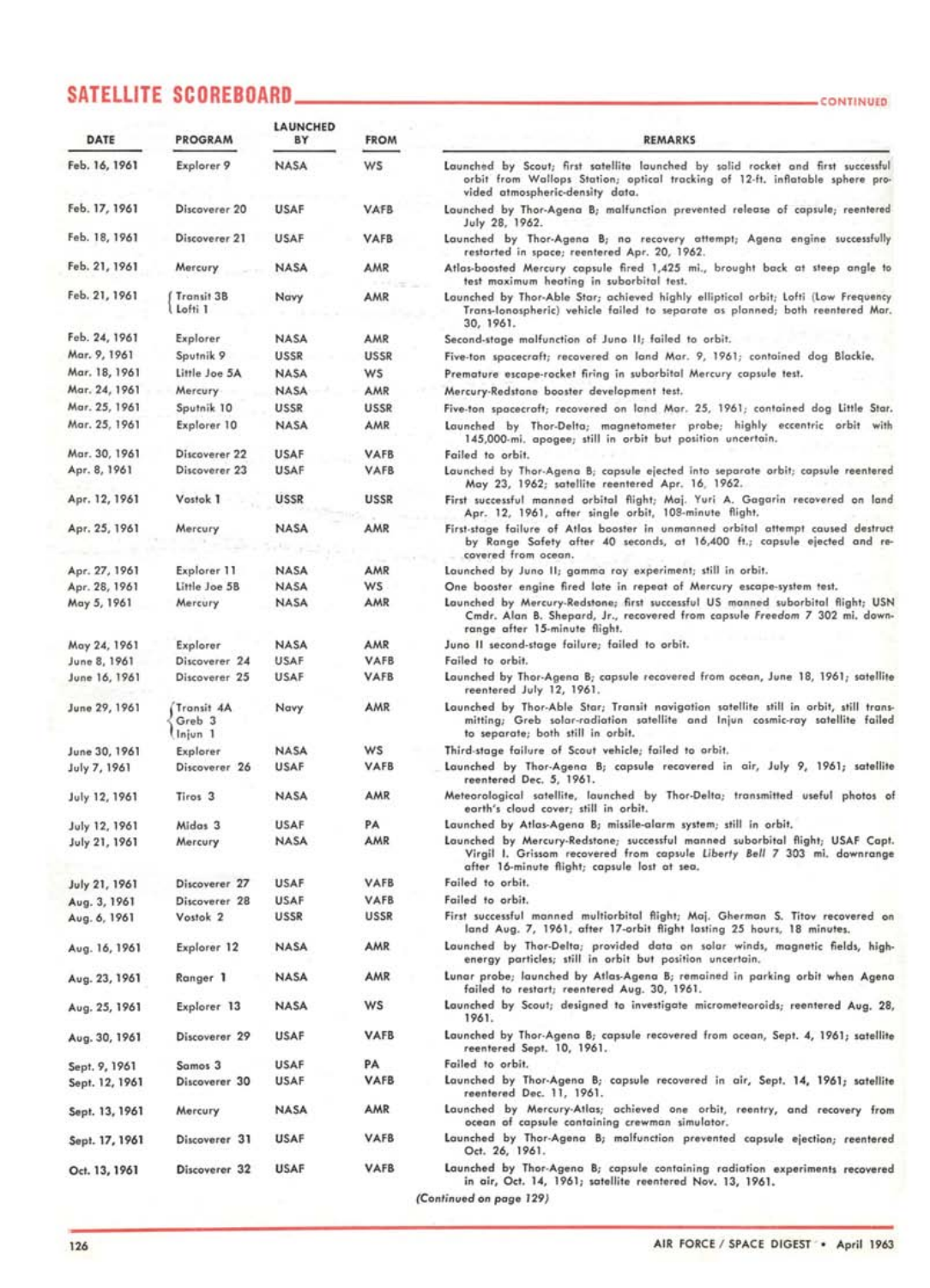## SATELLITE SCOREBOARD CONTINUED

| DATE | PROGRAM | LAUNCHED BY | FROM | REMARKS |
|---|---|---|---|---|
| Feb. 16, 1961 | Explorer 9 | NASA | WS | Launched by Scout; first satellite launched by solid rocket and first successful orbit from Wallops Station; optical tracking of 12-ft. inflatable sphere provided atmospheric-density data. |
| Feb. 17, 1961 | Discoverer 20 | USAF | VAFB | Launched by Thor-Agena B; malfunction prevented release of capsule; reentered July 28, 1962. |
| Feb. 18, 1961 | Discoverer 21 | USAF | VAFB | Launched by Thor-Agena B; no recovery attempt; Agena engine successfully restarted in space; reentered Apr. 20, 1962. |
| Feb. 21, 1961 | Mercury | NASA | AMR | Atlas-boosted Mercury capsule fired 1,425 mi., brought back at steep angle to test maximum heating in suborbital test. |
| Feb. 21, 1961 | Transit 3B / Lofti 1 | Navy | AMR | Launched by Thor-Able Star; achieved highly elliptical orbit; Lofti (Low Frequency Trans-Ionospheric) vehicle failed to separate as planned; both reentered Mar. 30, 1961. |
| Feb. 24, 1961 | Explorer | NASA | AMR | Second-stage malfunction of Juno II; failed to orbit. |
| Mar. 9, 1961 | Sputnik 9 | USSR | USSR | Five-ton spacecraft; recovered on land Mar. 9, 1961; contained dog Blackie. |
| Mar. 18, 1961 | Little Joe 5A | NASA | WS | Premature escape-rocket firing in suborbital Mercury capsule test. |
| Mar. 24, 1961 | Mercury | NASA | AMR | Mercury-Redstone booster development test. |
| Mar. 25, 1961 | Sputnik 10 | USSR | USSR | Five-ton spacecraft; recovered on land Mar. 25, 1961; contained dog Little Star. |
| Mar. 25, 1961 | Explorer 10 | NASA | AMR | Launched by Thor-Delta; magnetometer probe; highly eccentric orbit with 145,000-mi. apogee; still in orbit but position uncertain. |
| Mar. 30, 1961 | Discoverer 22 | USAF | VAFB | Failed to orbit. |
| Apr. 8, 1961 | Discoverer 23 | USAF | VAFB | Launched by Thor-Agena B; capsule ejected into separate orbit; capsule reentered May 23, 1962; satellite reentered Apr. 16, 1962. |
| Apr. 12, 1961 | Vostok 1 | USSR | USSR | First successful manned orbital flight; Maj. Yuri A. Gagarin recovered on land Apr. 12, 1961, after single orbit, 108-minute flight. |
| Apr. 25, 1961 | Mercury | NASA | AMR | First-stage failure of Atlas booster in unmanned orbital attempt caused destruct by Range Safety after 40 seconds, at 16,400 ft.; capsule ejected and recovered from ocean. |
| Apr. 27, 1961 | Explorer 11 | NASA | AMR | Launched by Juno II; gamma ray experiment; still in orbit. |
| Apr. 28, 1961 | Little Joe 5B | NASA | WS | One booster engine fired late in repeat of Mercury escape-system test. |
| May 5, 1961 | Mercury | NASA | AMR | Launched by Mercury-Redstone; first successful US manned suborbital flight; USN Cmdr. Alan B. Shepard, Jr., recovered from capsule *Freedom 7* 302 mi. downrange after 15-minute flight. |
| May 24, 1961 | Explorer | NASA | AMR | Juno II second-stage failure; failed to orbit. |
| June 8, 1961 | Discoverer 24 | USAF | VAFB | Failed to orbit. |
| June 16, 1961 | Discoverer 25 | USAF | VAFB | Launched by Thor-Agena B; capsule recovered from ocean, June 18, 1961; satellite reentered July 12, 1961. |
| June 29, 1961 | Transit 4A / Greb 3 / Injun 1 | Navy | AMR | Launched by Thor-Able Star; Transit navigation satellite still in orbit, still transmitting; Greb solar-radiation satellite and Injun cosmic-ray satellite failed to separate; both still in orbit. |
| June 30, 1961 | Explorer | NASA | WS | Third-stage failure of Scout vehicle; failed to orbit. |
| July 7, 1961 | Discoverer 26 | USAF | VAFB | Launched by Thor-Agena B; capsule recovered in air, July 9, 1961; satellite reentered Dec. 5, 1961. |
| July 12, 1961 | Tiros 3 | NASA | AMR | Meteorological satellite, launched by Thor-Delta; transmitted useful photos of earth's cloud cover; still in orbit. |
| July 12, 1961 | Midas 3 | USAF | PA | Launched by Atlas-Agena B; missile-alarm system; still in orbit. |
| July 21, 1961 | Mercury | NASA | AMR | Launched by Mercury-Redstone; successful manned suborbital flight; USAF Capt. Virgil I. Grissom recovered from capsule *Liberty Bell 7* 303 mi. downrange after 16-minute flight; capsule lost at sea. |
| July 21, 1961 | Discoverer 27 | USAF | VAFB | Failed to orbit. |
| Aug. 3, 1961 | Discoverer 28 | USAF | VAFB | Failed to orbit. |
| Aug. 6, 1961 | Vostok 2 | USSR | USSR | First successful manned multiorbital flight; Maj. Gherman S. Titov recovered on land Aug. 7, 1961, after 17-orbit flight lasting 25 hours, 18 minutes. |
| Aug. 16, 1961 | Explorer 12 | NASA | AMR | Launched by Thor-Delta; provided data on solar winds, magnetic fields, high-energy particles; still in orbit but position uncertain. |
| Aug. 23, 1961 | Ranger 1 | NASA | AMR | Lunar probe; launched by Atlas-Agena B; remained in parking orbit when Agena failed to restart; reentered Aug. 30, 1961. |
| Aug. 25, 1961 | Explorer 13 | NASA | WS | Launched by Scout; designed to investigate micrometeoroids; reentered Aug. 28, 1961. |
| Aug. 30, 1961 | Discoverer 29 | USAF | VAFB | Launched by Thor-Agena B; capsule recovered from ocean, Sept. 4, 1961; satellite reentered Sept. 10, 1961. |
| Sept. 9, 1961 | Samos 3 | USAF | PA | Failed to orbit. |
| Sept. 12, 1961 | Discoverer 30 | USAF | VAFB | Launched by Thor-Agena B; capsule recovered in air, Sept. 14, 1961; satellite reentered Dec. 11, 1961. |
| Sept. 13, 1961 | Mercury | NASA | AMR | Launched by Mercury-Atlas; achieved one orbit, reentry, and recovery from ocean of capsule containing crewman simulator. |
| Sept. 17, 1961 | Discoverer 31 | USAF | VAFB | Launched by Thor-Agena B; malfunction prevented capsule ejection; reentered Oct. 26, 1961. |
| Oct. 13, 1961 | Discoverer 32 | USAF | VAFB | Launched by Thor-Agena B; capsule containing radiation experiments recovered in air, Oct. 14, 1961; satellite reentered Nov. 13, 1961. |

*(Continued on page 129)*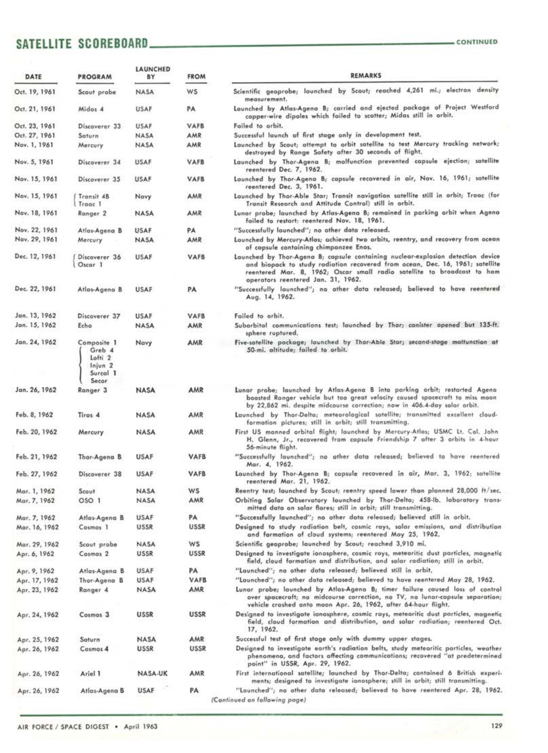## SATELLITE SCOREBOARD — CONTINUED

| DATE | PROGRAM | LAUNCHED BY | FROM | REMARKS |
|---|---|---|---|---|
| Oct. 19, 1961 | Scout probe | NASA | WS | Scientific geoprobe; launched by Scout; reached 4,261 mi.; electron density measurement. |
| Oct. 21, 1961 | Midas 4 | USAF | PA | Launched by Atlas-Agena B; carried and ejected package of Project Westford copper-wire dipoles which failed to scatter; Midas still in orbit. |
| Oct. 23, 1961 | Discoverer 33 | USAF | VAFB | Failed to orbit. |
| Oct. 27, 1961 | Saturn | NASA | AMR | Successful launch of first stage only in development test. |
| Nov. 1, 1961 | Mercury | NASA | AMR | Launched by Scout; attempt to orbit satellite to test Mercury tracking network; destroyed by Range Safety after 30 seconds of flight. |
| Nov. 5, 1961 | Discoverer 34 | USAF | VAFB | Launched by Thor-Agena B; malfunction prevented capsule ejection; satellite reentered Dec. 7, 1962. |
| Nov. 15, 1961 | Discoverer 35 | USAF | VAFB | Launched by Thor-Agena B; capsule recovered in air, Nov. 16, 1961; satellite reentered Dec. 3, 1961. |
| Nov. 15, 1961 | Transit 4B / Traac 1 | Navy | AMR | Launched by Thor-Able Star; Transit navigation satellite still in orbit; Traac (for Transit Research and Attitude Control) still in orbit. |
| Nov. 18, 1961 | Ranger 2 | NASA | AMR | Lunar probe; launched by Atlas-Agena B; remained in parking orbit when Agena failed to restart; reentered Nov. 18, 1961. |
| Nov. 22, 1961 | Atlas-Agena B | USAF | PA | "Successfully launched"; no other data released. |
| Nov. 29, 1961 | Mercury | NASA | AMR | Launched by Mercury-Atlas; achieved two orbits, reentry, and recovery from ocean of capsule containing chimpanzee Enos. |
| Dec. 12, 1961 | Discoverer 36 / Oscar 1 | USAF | VAFB | Launched by Thor-Agena B; capsule containing nuclear-explosion detection device and biopack to study radiation recovered from ocean, Dec. 16, 1961; satellite reentered Mar. 8, 1962; Oscar small radio satellite to broadcast to ham operators reentered Jan. 31, 1962. |
| Dec. 22, 1961 | Atlas-Agena B | USAF | PA | "Successfully launched"; no other data released; believed to have reentered Aug. 14, 1962. |
| Jan. 13, 1962 | Discoverer 37 | USAF | VAFB | Failed to orbit. |
| Jan. 15, 1962 | Echo | NASA | AMR | Suborbital communications test; launched by Thor; canister opened but 135-ft. sphere ruptured. |
| Jan. 24, 1962 | Composite 1: Greb 4, Lofti 2, Injun 2, Surcal 1, Secor | Navy | AMR | Five-satellite package; launched by Thor-Able Star; second-stage malfunction at 50-mi. altitude; failed to orbit. |
| Jan. 26, 1962 | Ranger 3 | NASA | AMR | Lunar probe; launched by Atlas-Agena B into parking orbit; restarted Agena boosted Ranger vehicle but too great velocity caused spacecraft to miss moon by 22,862 mi. despite midcourse correction; now in 406.4-day solar orbit. |
| Feb. 8, 1962 | Tiros 4 | NASA | AMR | Launched by Thor-Delta; meteorological satellite; transmitted excellent cloud-formation pictures; still in orbit; still transmitting. |
| Feb. 20, 1962 | Mercury | NASA | AMR | First US manned orbital flight; launched by Mercury-Atlas; USMC Lt. Col. John H. Glenn, Jr., recovered from capsule *Friendship 7* after 3 orbits in 4-hour 56-minute flight. |
| Feb. 21, 1962 | Thor-Agena B | USAF | VAFB | "Successfully launched"; no other data released; believed to have reentered Mar. 4, 1962. |
| Feb. 27, 1962 | Discoverer 38 | USAF | VAFB | Launched by Thor-Agena B; capsule recovered in air, Mar. 3, 1962; satellite reentered Mar. 21, 1962. |
| Mar. 1, 1962 | Scout | NASA | WS | Reentry test; launched by Scout; reentry speed lower than planned 28,000 ft/sec. |
| Mar. 7, 1962 | OSO 1 | NASA | AMR | Orbiting Solar Observatory launched by Thor-Delta; 458-lb. laboratory transmitted data on solar flares; still in orbit; still transmitting. |
| Mar. 7, 1962 | Atlas-Agena B | USAF | PA | "Successfully launched"; no other data released; believed still in orbit. |
| Mar. 16, 1962 | Cosmos 1 | USSR | USSR | Designed to study radiation belt, cosmic rays, solar emissions, and distribution and formation of cloud systems; reentered May 25, 1962. |
| Mar. 29, 1962 | Scout probe | NASA | WS | Scientific geoprobe; launched by Scout; reached 3,910 mi. |
| Apr. 6, 1962 | Cosmos 2 | USSR | USSR | Designed to investigate ionosphere, cosmic rays, meteoritic dust particles, magnetic field, cloud formation and distribution, and solar radiation; still in orbit. |
| Apr. 9, 1962 | Atlas-Agena B | USAF | PA | "Launched"; no other data released; believed still in orbit. |
| Apr. 17, 1962 | Thor-Agena B | USAF | VAFB | "Launched"; no other data released; believed to have reentered May 28, 1962. |
| Apr. 23, 1962 | Ranger 4 | NASA | AMR | Lunar probe; launched by Atlas-Agena B; timer failure caused loss of control over spacecraft; no midcourse correction, no TV, no lunar-capsule separation; vehicle crashed onto moon Apr. 26, 1962, after 64-hour flight. |
| Apr. 24, 1962 | Cosmos 3 | USSR | USSR | Designed to investigate ionosphere, cosmic rays, meteoritic dust particles, magnetic field, cloud formation and distribution, and solar radiation; reentered Oct. 17, 1962. |
| Apr. 25, 1962 | Saturn | NASA | AMR | Successful test of first stage only with dummy upper stages. |
| Apr. 26, 1962 | Cosmos 4 | USSR | USSR | Designed to investigate earth's radiation belts, study meteoritic particles, weather phenomena, and factors affecting communications; recovered "at predetermined point" in USSR, Apr. 29, 1962. |
| Apr. 26, 1962 | Ariel 1 | NASA-UK | AMR | First international satellite; launched by Thor-Delta; contained 6 British experiments; designed to investigate ionosphere; still in orbit; still transmitting. |
| Apr. 26, 1962 | Atlas-Agena B | USAF | PA | "Launched"; no other data released; believed to have reentered Apr. 28, 1962. |

*(Continued on following page)*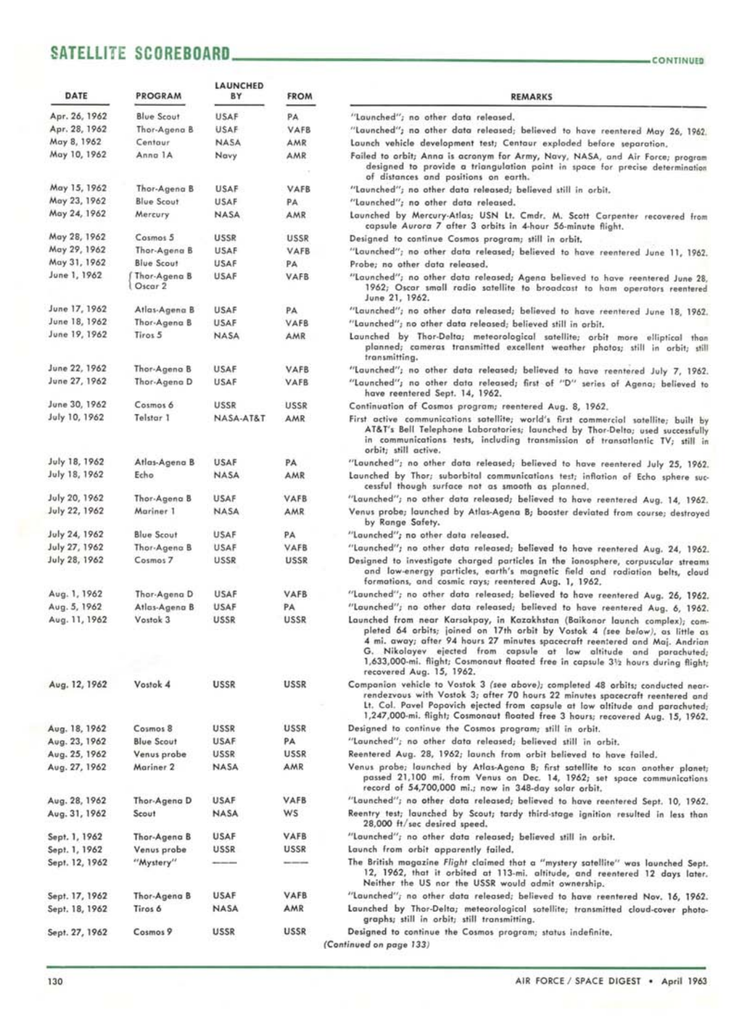## SATELLITE SCOREBOARD

CONTINUED

| DATE | PROGRAM | LAUNCHED BY | FROM | REMARKS |
|---|---|---|---|---|
| Apr. 26, 1962 | Blue Scout | USAF | PA | "Launched"; no other data released. |
| Apr. 28, 1962 | Thor-Agena B | USAF | VAFB | "Launched"; no other data released; believed to have reentered May 26, 1962. |
| May 8, 1962 | Centaur | NASA | AMR | Launch vehicle development test; Centaur exploded before separation. |
| May 10, 1962 | Anna 1A | Navy | AMR | Failed to orbit; Anna is acronym for Army, Navy, NASA, and Air Force; program designed to provide a triangulation point in space for precise determination of distances and positions on earth. |
| May 15, 1962 | Thor-Agena B | USAF | VAFB | "Launched"; no other data released; believed still in orbit. |
| May 23, 1962 | Blue Scout | USAF | PA | "Launched"; no other data released. |
| May 24, 1962 | Mercury | NASA | AMR | Launched by Mercury-Atlas; USN Lt. Cmdr. M. Scott Carpenter recovered from capsule *Aurora 7* after 3 orbits in 4-hour 56-minute flight. |
| May 28, 1962 | Cosmos 5 | USSR | USSR | Designed to continue Cosmos program; still in orbit. |
| May 29, 1962 | Thor-Agena B | USAF | VAFB | "Launched"; no other data released; believed to have reentered June 11, 1962. |
| May 31, 1962 | Blue Scout | USAF | PA | Probe; no other data released. |
| June 1, 1962 | Thor-Agena B / Oscar 2 | USAF | VAFB | "Launched"; no other data released; Agena believed to have reentered June 28, 1962; Oscar small radio satellite to broadcast to ham operators reentered June 21, 1962. |
| June 17, 1962 | Atlas-Agena B | USAF | PA | "Launched"; no other data released; believed to have reentered June 18, 1962. |
| June 18, 1962 | Thor-Agena B | USAF | VAFB | "Launched"; no other data released; believed still in orbit. |
| June 19, 1962 | Tiros 5 | NASA | AMR | Launched by Thor-Delta; meteorological satellite; orbit more elliptical than planned; cameras transmitted excellent weather photos; still in orbit; still transmitting. |
| June 22, 1962 | Thor-Agena B | USAF | VAFB | "Launched"; no other data released; believed to have reentered July 7, 1962. |
| June 27, 1962 | Thor-Agena D | USAF | VAFB | "Launched"; no other data released; first of "D" series of Agena; believed to have reentered Sept. 14, 1962. |
| June 30, 1962 | Cosmos 6 | USSR | USSR | Continuation of Cosmos program; reentered Aug. 8, 1962. |
| July 10, 1962 | Telstar 1 | NASA-AT&T | AMR | First active communications satellite; world's first commercial satellite; built by AT&T's Bell Telephone Laboratories; launched by Thor-Delta; used successfully in communications tests, including transmission of transatlantic TV; still in orbit; still active. |
| July 18, 1962 | Atlas-Agena B | USAF | PA | "Launched"; no other data released; believed to have reentered July 25, 1962. |
| July 18, 1962 | Echo | NASA | AMR | Launched by Thor; suborbital communications test; inflation of Echo sphere successful though surface not as smooth as planned. |
| July 20, 1962 | Thor-Agena B | USAF | VAFB | "Launched"; no other data released; believed to have reentered Aug. 14, 1962. |
| July 22, 1962 | Mariner 1 | NASA | AMR | Venus probe; launched by Atlas-Agena B; booster deviated from course; destroyed by Range Safety. |
| July 24, 1962 | Blue Scout | USAF | PA | "Launched"; no other data released. |
| July 27, 1962 | Thor-Agena B | USAF | VAFB | "Launched"; no other data released; believed to have reentered Aug. 24, 1962. |
| July 28, 1962 | Cosmos 7 | USSR | USSR | Designed to investigate charged particles in the ionosphere, corpuscular streams and low-energy particles, earth's magnetic field and radiation belts, cloud formations, and cosmic rays; reentered Aug. 1, 1962. |
| Aug. 1, 1962 | Thor-Agena D | USAF | VAFB | "Launched"; no other data released; believed to have reentered Aug. 26, 1962. |
| Aug. 5, 1962 | Atlas-Agena B | USAF | PA | "Launched"; no other data released; believed to have reentered Aug. 6, 1962. |
| Aug. 11, 1962 | Vostok 3 | USSR | USSR | Launched from near Karsakpay, in Kazakhstan (Baikonur launch complex); completed 64 orbits; joined on 17th orbit by Vostok 4 (*see below*), as little as 4 mi. away; after 94 hours 27 minutes spacecraft reentered and Maj. Andrian G. Nikolayev ejected from capsule at low altitude and parachuted; 1,633,000-mi. flight; Cosmonaut floated free in capsule 3½ hours during flight; recovered Aug. 15, 1962. |
| Aug. 12, 1962 | Vostok 4 | USSR | USSR | Companion vehicle to Vostok 3 (*see above*); completed 48 orbits; conducted near-rendezvous with Vostok 3; after 70 hours 22 minutes spacecraft reentered and Lt. Col. Pavel Popovich ejected from capsule at low altitude and parachuted; 1,247,000-mi. flight; Cosmonaut floated free 3 hours; recovered Aug. 15, 1962. |
| Aug. 18, 1962 | Cosmos 8 | USSR | USSR | Designed to continue the Cosmos program; still in orbit. |
| Aug. 23, 1962 | Blue Scout | USAF | PA | "Launched"; no other data released; believed still in orbit. |
| Aug. 25, 1962 | Venus probe | USSR | USSR | Reentered Aug. 28, 1962; launch from orbit believed to have failed. |
| Aug. 27, 1962 | Mariner 2 | NASA | AMR | Venus probe; launched by Atlas-Agena B; first satellite to scan another planet; passed 21,100 mi. from Venus on Dec. 14, 1962; set space communications record of 54,700,000 mi.; now in 348-day solar orbit. |
| Aug. 28, 1962 | Thor-Agena D | USAF | VAFB | "Launched"; no other data released; believed to have reentered Sept. 10, 1962. |
| Aug. 31, 1962 | Scout | NASA | WS | Reentry test; launched by Scout; tardy third-stage ignition resulted in less than 28,000 ft/sec desired speed. |
| Sept. 1, 1962 | Thor-Agena B | USAF | VAFB | "Launched"; no other data released; believed still in orbit. |
| Sept. 1, 1962 | Venus probe | USSR | USSR | Launch from orbit apparently failed. |
| Sept. 12, 1962 | "Mystery" | —— | —— | The British magazine *Flight* claimed that a "mystery satellite" was launched Sept. 12, 1962, that it orbited at 113-mi. altitude, and reentered 12 days later. Neither the US nor the USSR would admit ownership. |
| Sept. 17, 1962 | Thor-Agena B | USAF | VAFB | "Launched"; no other data released; believed to have reentered Nov. 16, 1962. |
| Sept. 18, 1962 | Tiros 6 | NASA | AMR | Launched by Thor-Delta; meteorological satellite; transmitted cloud-cover photographs; still in orbit; still transmitting. |
| Sept. 27, 1962 | Cosmos 9 | USSR | USSR | Designed to continue the Cosmos program; status indefinite. |

*(Continued on page 133)*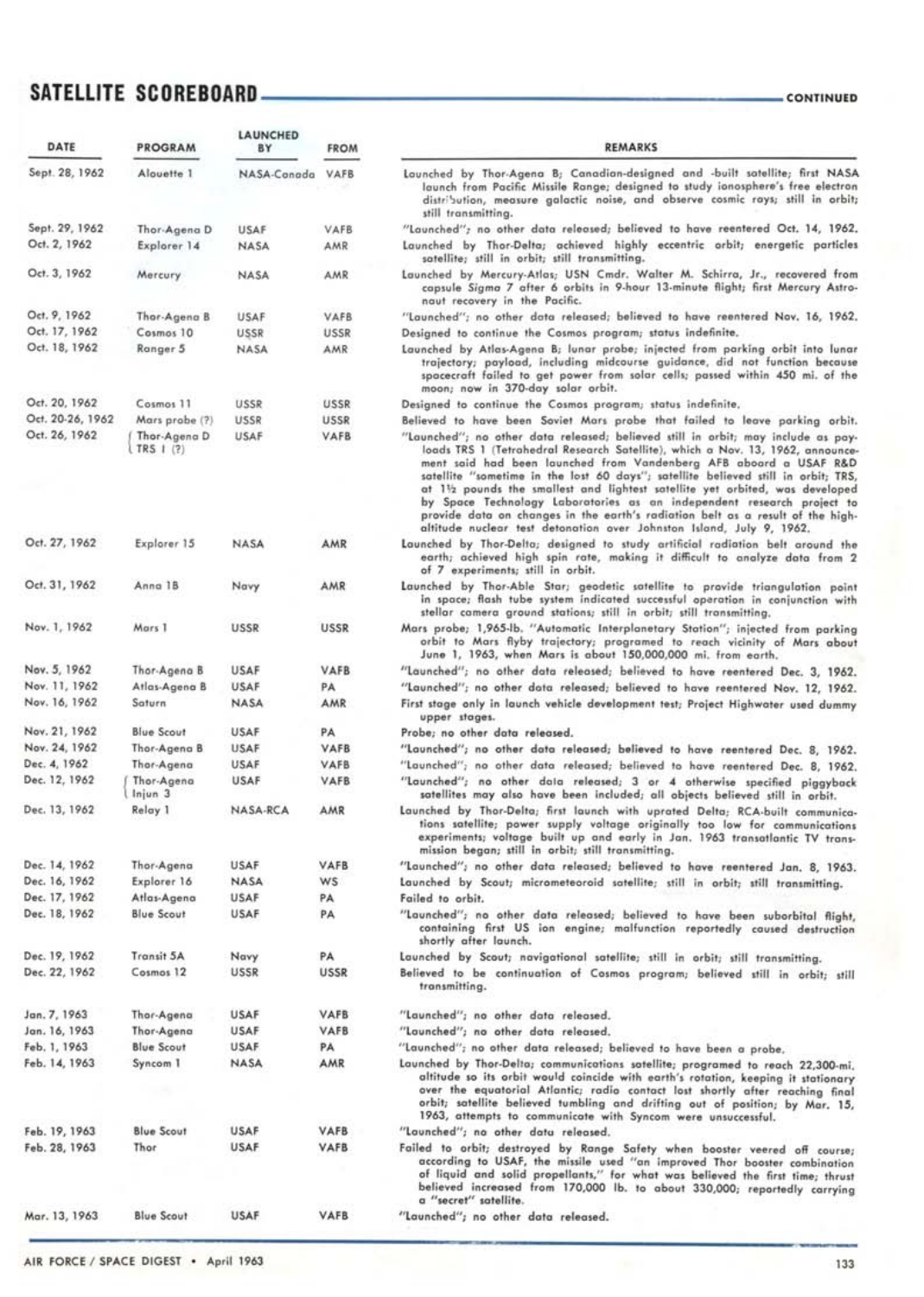## SATELLITE SCOREBOARD

CONTINUED

| DATE | PROGRAM | LAUNCHED BY | FROM | REMARKS |
|---|---|---|---|---|
| Sept. 28, 1962 | Alouette 1 | NASA-Canada | VAFB | Launched by Thor-Agena B; Canadian-designed and -built satellite; first NASA launch from Pacific Missile Range; designed to study ionosphere's free electron distribution, measure galactic noise, and observe cosmic rays; still in orbit; still transmitting. |
| Sept. 29, 1962 | Thor-Agena D | USAF | VAFB | "Launched"; no other data released; believed to have reentered Oct. 14, 1962. |
| Oct. 2, 1962 | Explorer 14 | NASA | AMR | Launched by Thor-Delta; achieved highly eccentric orbit; energetic particles satellite; still in orbit; still transmitting. |
| Oct. 3, 1962 | Mercury | NASA | AMR | Launched by Mercury-Atlas; USN Cmdr. Walter M. Schirra, Jr., recovered from capsule *Sigma 7* after 6 orbits in 9-hour 13-minute flight; first Mercury Astronaut recovery in the Pacific. |
| Oct. 9, 1962 | Thor-Agena B | USAF | VAFB | "Launched"; no other data released; believed to have reentered Nov. 16, 1962. |
| Oct. 17, 1962 | Cosmos 10 | USSR | USSR | Designed to continue the Cosmos program; status indefinite. |
| Oct. 18, 1962 | Ranger 5 | NASA | AMR | Launched by Atlas-Agena B; lunar probe; injected from parking orbit into lunar trajectory; payload, including midcourse guidance, did not function because spacecraft failed to get power from solar cells; passed within 450 mi. of the moon; now in 370-day solar orbit. |
| Oct. 20, 1962 | Cosmos 11 | USSR | USSR | Designed to continue the Cosmos program; status indefinite. |
| Oct. 20-26, 1962 | Mars probe (?) | USSR | USSR | Believed to have been Soviet Mars probe that failed to leave parking orbit. |
| Oct. 26, 1962 | Thor-Agena D / TRS I (?) | USAF | VAFB | "Launched"; no other data released; believed still in orbit; may include as payloads TRS 1 (Tetrahedral Research Satellite), which a Nov. 13, 1962, announcement said had been launched from Vandenberg AFB aboard a USAF R&D satellite "sometime in the last 60 days"; satellite believed still in orbit; TRS, at 1½ pounds the smallest and lightest satellite yet orbited, was developed by Space Technology Laboratories as an independent research project to provide data on changes in the earth's radiation belt as a result of the high-altitude nuclear test detonation over Johnston Island, July 9, 1962. |
| Oct. 27, 1962 | Explorer 15 | NASA | AMR | Launched by Thor-Delta; designed to study artificial radiation belt around the earth; achieved high spin rate, making it difficult to analyze data from 2 of 7 experiments; still in orbit. |
| Oct. 31, 1962 | Anna 1B | Navy | AMR | Launched by Thor-Able Star; geodetic satellite to provide triangulation point in space; flash tube system indicated successful operation in conjunction with stellar camera ground stations; still in orbit; still transmitting. |
| Nov. 1, 1962 | Mars 1 | USSR | USSR | Mars probe; 1,965-lb. "Automatic Interplanetary Station"; injected from parking orbit to Mars flyby trajectory; programed to reach vicinity of Mars about June 1, 1963, when Mars is about 150,000,000 mi. from earth. |
| Nov. 5, 1962 | Thor-Agena B | USAF | VAFB | "Launched"; no other data released; believed to have reentered Dec. 3, 1962. |
| Nov. 11, 1962 | Atlas-Agena B | USAF | PA | "Launched"; no other data released; believed to have reentered Nov. 12, 1962. |
| Nov. 16, 1962 | Saturn | NASA | AMR | First stage only in launch vehicle development test; Project Highwater used dummy upper stages. |
| Nov. 21, 1962 | Blue Scout | USAF | PA | Probe; no other data released. |
| Nov. 24, 1962 | Thor-Agena B | USAF | VAFB | "Launched"; no other data released; believed to have reentered Dec. 8, 1962. |
| Dec. 4, 1962 | Thor-Agena | USAF | VAFB | "Launched"; no other data released; believed to have reentered Dec. 8, 1962. |
| Dec. 12, 1962 | Thor-Agena / Injun 3 | USAF | VAFB | "Launched"; no other data released; 3 or 4 otherwise specified piggyback satellites may also have been included; all objects believed still in orbit. |
| Dec. 13, 1962 | Relay 1 | NASA-RCA | AMR | Launched by Thor-Delta; first launch with uprated Delta; RCA-built communications satellite; power supply voltage originally too low for communications experiments; voltage built up and early in Jan. 1963 transatlantic TV transmission began; still in orbit; still transmitting. |
| Dec. 14, 1962 | Thor-Agena | USAF | VAFB | "Launched"; no other data released; believed to have reentered Jan. 8, 1963. |
| Dec. 16, 1962 | Explorer 16 | NASA | WS | Launched by Scout; micrometeoroid satellite; still in orbit; still transmitting. |
| Dec. 17, 1962 | Atlas-Agena | USAF | PA | Failed to orbit. |
| Dec. 18, 1962 | Blue Scout | USAF | PA | "Launched"; no other data released; believed to have been suborbital flight, containing first US ion engine; malfunction reportedly caused destruction shortly after launch. |
| Dec. 19, 1962 | Transit 5A | Navy | PA | Launched by Scout; navigational satellite; still in orbit; still transmitting. |
| Dec. 22, 1962 | Cosmos 12 | USSR | USSR | Believed to be continuation of Cosmos program; believed still in orbit; still transmitting. |
| Jan. 7, 1963 | Thor-Agena | USAF | VAFB | "Launched"; no other data released. |
| Jan. 16, 1963 | Thor-Agena | USAF | VAFB | "Launched"; no other data released. |
| Feb. 1, 1963 | Blue Scout | USAF | PA | "Launched"; no other data released; believed to have been a probe. |
| Feb. 14, 1963 | Syncom 1 | NASA | AMR | Launched by Thor-Delta; communications satellite; programed to reach 22,300-mi. altitude so its orbit would coincide with earth's rotation, keeping it stationary over the equatorial Atlantic; radio contact lost shortly after reaching final orbit; satellite believed tumbling and drifting out of position; by Mar. 15, 1963, attempts to communicate with Syncom were unsuccessful. |
| Feb. 19, 1963 | Blue Scout | USAF | VAFB | "Launched"; no other data released. |
| Feb. 28, 1963 | Thor | USAF | VAFB | Failed to orbit; destroyed by Range Safety when booster veered off course; according to USAF, the missile used "an improved Thor booster combination of liquid and solid propellants," for what was believed the first time; thrust believed increased from 170,000 lb. to about 330,000; reportedly carrying a "secret" satellite. |
| Mar. 13, 1963 | Blue Scout | USAF | VAFB | "Launched"; no other data released. |